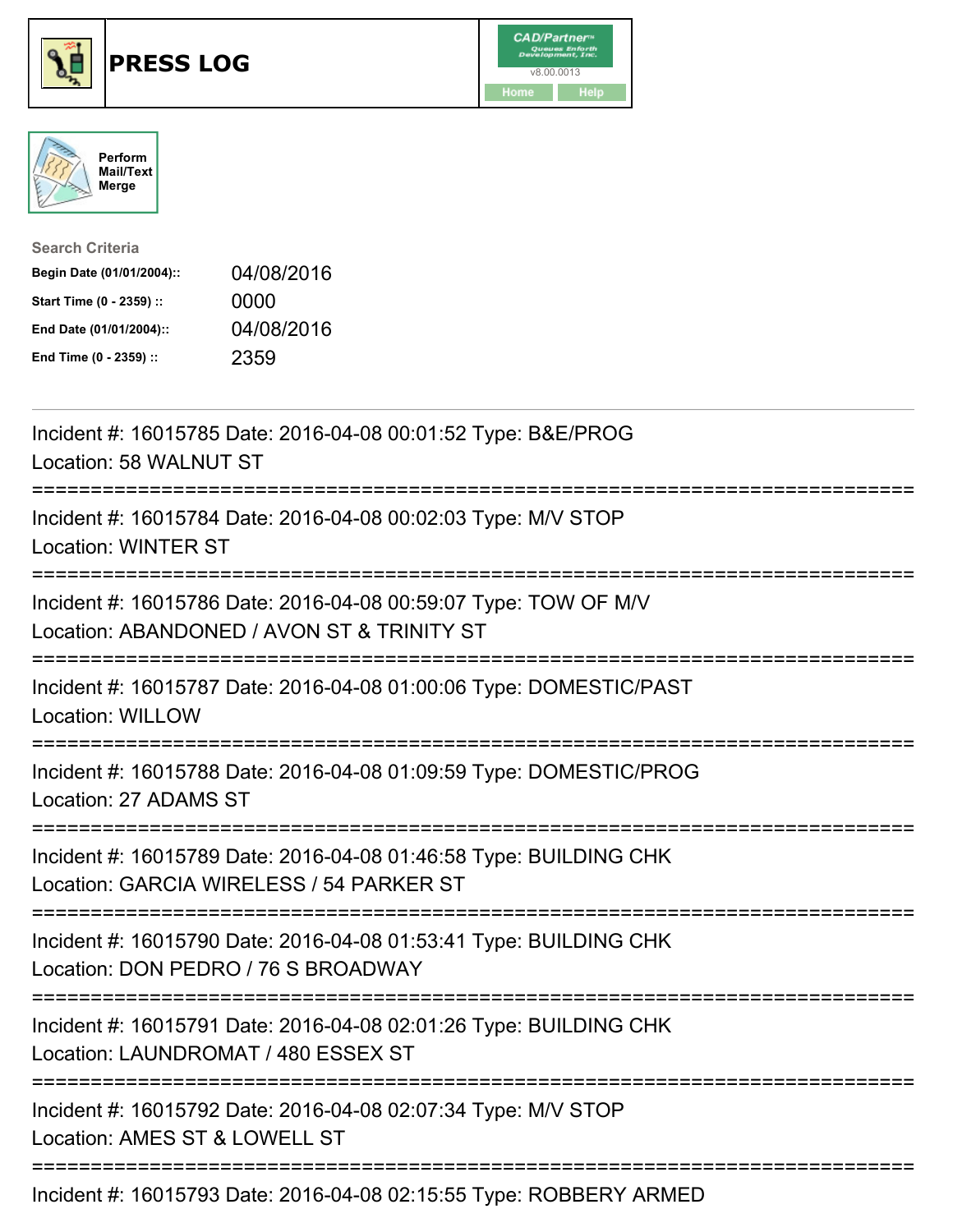# PRESS LOG

Perform Mail/Text Merge

**Search Criteria**

| | |
|---|---|
| **Begin Date (01/01/2004)::** | 04/08/2016 |
| **Start Time (0 - 2359) ::** | 0000 |
| **End Date (01/01/2004)::** | 04/08/2016 |
| **End Time (0 - 2359) ::** | 2359 |

Incident #: 16015785 Date: 2016-04-08 00:01:52 Type: B&E/PROG
Location: 58 WALNUT ST

===========================================================================

Incident #: 16015784 Date: 2016-04-08 00:02:03 Type: M/V STOP
Location: WINTER ST

===========================================================================

Incident #: 16015786 Date: 2016-04-08 00:59:07 Type: TOW OF M/V
Location: ABANDONED / AVON ST & TRINITY ST

===========================================================================

Incident #: 16015787 Date: 2016-04-08 01:00:06 Type: DOMESTIC/PAST
Location: WILLOW

===========================================================================

Incident #: 16015788 Date: 2016-04-08 01:09:59 Type: DOMESTIC/PROG
Location: 27 ADAMS ST

===========================================================================

Incident #: 16015789 Date: 2016-04-08 01:46:58 Type: BUILDING CHK
Location: GARCIA WIRELESS / 54 PARKER ST

===========================================================================

Incident #: 16015790 Date: 2016-04-08 01:53:41 Type: BUILDING CHK
Location: DON PEDRO / 76 S BROADWAY

===========================================================================

Incident #: 16015791 Date: 2016-04-08 02:01:26 Type: BUILDING CHK
Location: LAUNDROMAT / 480 ESSEX ST

===========================================================================

Incident #: 16015792 Date: 2016-04-08 02:07:34 Type: M/V STOP
Location: AMES ST & LOWELL ST

===========================================================================

Incident #: 16015793 Date: 2016-04-08 02:15:55 Type: ROBBERY ARMED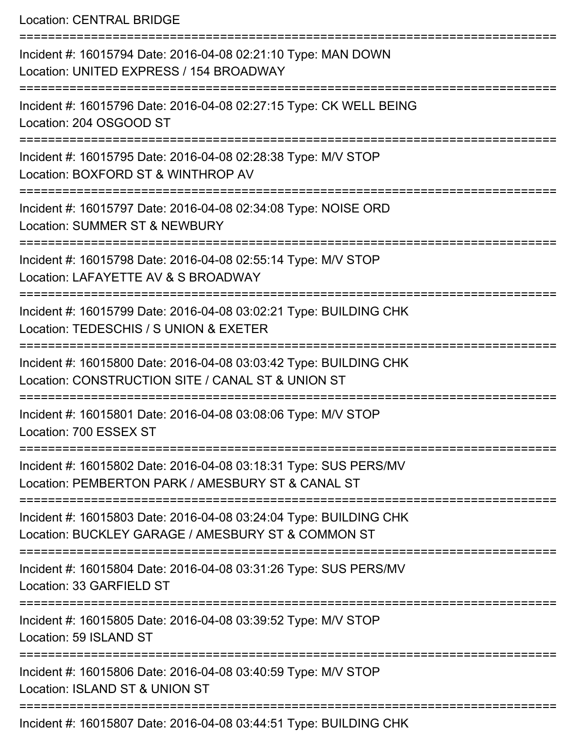Location: CENTRAL BRIDGE

===========================================================================

Incident #: 16015794 Date: 2016-04-08 02:21:10 Type: MAN DOWN
Location: UNITED EXPRESS / 154 BROADWAY

===========================================================================

Incident #: 16015796 Date: 2016-04-08 02:27:15 Type: CK WELL BEING
Location: 204 OSGOOD ST

===========================================================================

Incident #: 16015795 Date: 2016-04-08 02:28:38 Type: M/V STOP
Location: BOXFORD ST & WINTHROP AV

===========================================================================

Incident #: 16015797 Date: 2016-04-08 02:34:08 Type: NOISE ORD
Location: SUMMER ST & NEWBURY

===========================================================================

Incident #: 16015798 Date: 2016-04-08 02:55:14 Type: M/V STOP
Location: LAFAYETTE AV & S BROADWAY

===========================================================================

Incident #: 16015799 Date: 2016-04-08 03:02:21 Type: BUILDING CHK
Location: TEDESCHIS / S UNION & EXETER

===========================================================================

Incident #: 16015800 Date: 2016-04-08 03:03:42 Type: BUILDING CHK
Location: CONSTRUCTION SITE / CANAL ST & UNION ST

===========================================================================

Incident #: 16015801 Date: 2016-04-08 03:08:06 Type: M/V STOP
Location: 700 ESSEX ST

===========================================================================

Incident #: 16015802 Date: 2016-04-08 03:18:31 Type: SUS PERS/MV
Location: PEMBERTON PARK / AMESBURY ST & CANAL ST

===========================================================================

Incident #: 16015803 Date: 2016-04-08 03:24:04 Type: BUILDING CHK
Location: BUCKLEY GARAGE / AMESBURY ST & COMMON ST

===========================================================================

Incident #: 16015804 Date: 2016-04-08 03:31:26 Type: SUS PERS/MV
Location: 33 GARFIELD ST

===========================================================================

Incident #: 16015805 Date: 2016-04-08 03:39:52 Type: M/V STOP
Location: 59 ISLAND ST

===========================================================================

Incident #: 16015806 Date: 2016-04-08 03:40:59 Type: M/V STOP
Location: ISLAND ST & UNION ST

===========================================================================

Incident #: 16015807 Date: 2016-04-08 03:44:51 Type: BUILDING CHK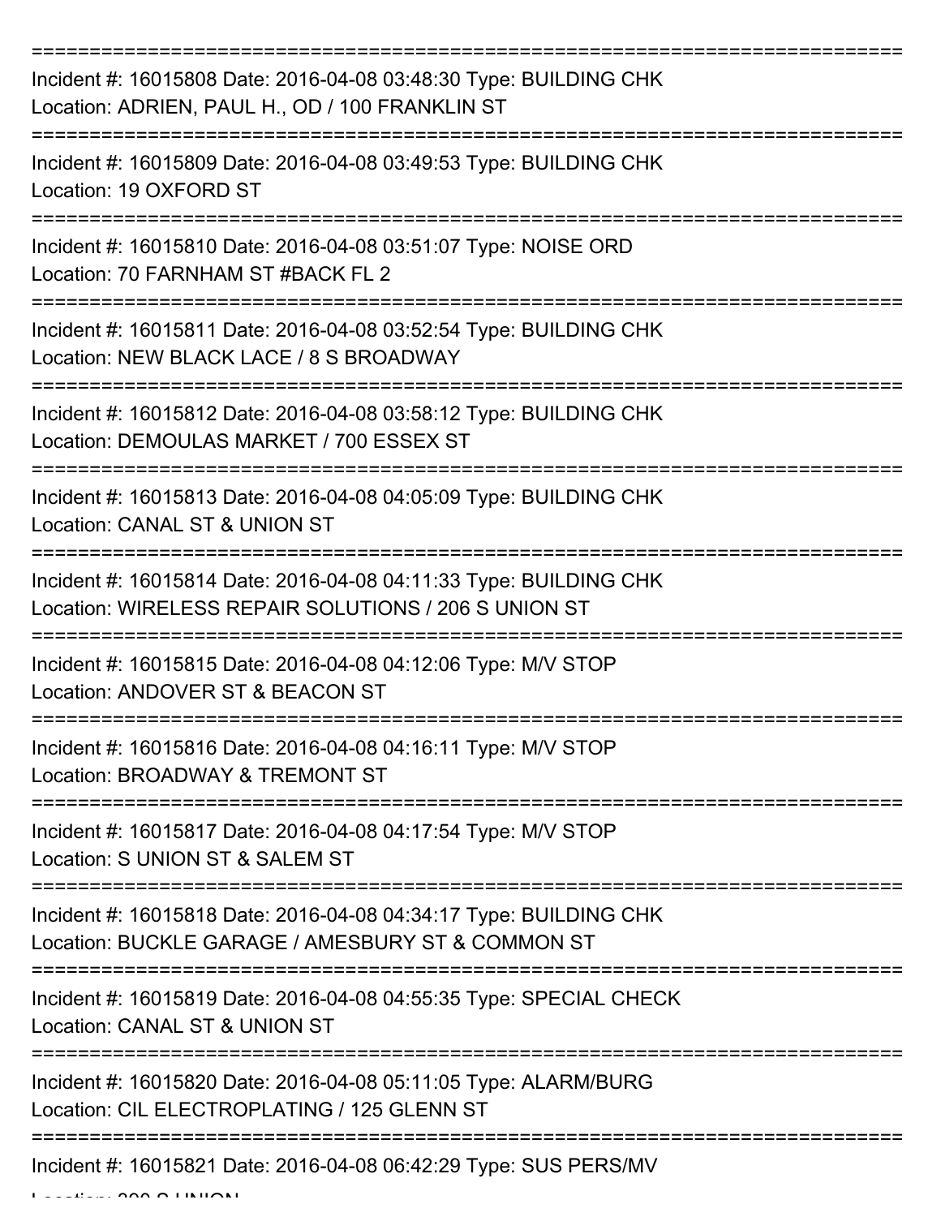===========================================================================

Incident #: 16015808 Date: 2016-04-08 03:48:30 Type: BUILDING CHK
Location: ADRIEN, PAUL H., OD / 100 FRANKLIN ST

===========================================================================

Incident #: 16015809 Date: 2016-04-08 03:49:53 Type: BUILDING CHK
Location: 19 OXFORD ST

===========================================================================

Incident #: 16015810 Date: 2016-04-08 03:51:07 Type: NOISE ORD
Location: 70 FARNHAM ST #BACK FL 2

===========================================================================

Incident #: 16015811 Date: 2016-04-08 03:52:54 Type: BUILDING CHK
Location: NEW BLACK LACE / 8 S BROADWAY

===========================================================================

Incident #: 16015812 Date: 2016-04-08 03:58:12 Type: BUILDING CHK
Location: DEMOULAS MARKET / 700 ESSEX ST

===========================================================================

Incident #: 16015813 Date: 2016-04-08 04:05:09 Type: BUILDING CHK
Location: CANAL ST & UNION ST

===========================================================================

Incident #: 16015814 Date: 2016-04-08 04:11:33 Type: BUILDING CHK
Location: WIRELESS REPAIR SOLUTIONS / 206 S UNION ST

===========================================================================

Incident #: 16015815 Date: 2016-04-08 04:12:06 Type: M/V STOP
Location: ANDOVER ST & BEACON ST

===========================================================================

Incident #: 16015816 Date: 2016-04-08 04:16:11 Type: M/V STOP
Location: BROADWAY & TREMONT ST

===========================================================================

Incident #: 16015817 Date: 2016-04-08 04:17:54 Type: M/V STOP
Location: S UNION ST & SALEM ST

===========================================================================

Incident #: 16015818 Date: 2016-04-08 04:34:17 Type: BUILDING CHK
Location: BUCKLE GARAGE / AMESBURY ST & COMMON ST

===========================================================================

Incident #: 16015819 Date: 2016-04-08 04:55:35 Type: SPECIAL CHECK
Location: CANAL ST & UNION ST

===========================================================================

Incident #: 16015820 Date: 2016-04-08 05:11:05 Type: ALARM/BURG
Location: CIL ELECTROPLATING / 125 GLENN ST

===========================================================================

Incident #: 16015821 Date: 2016-04-08 06:42:29 Type: SUS PERS/MV
Location: 300 S UNION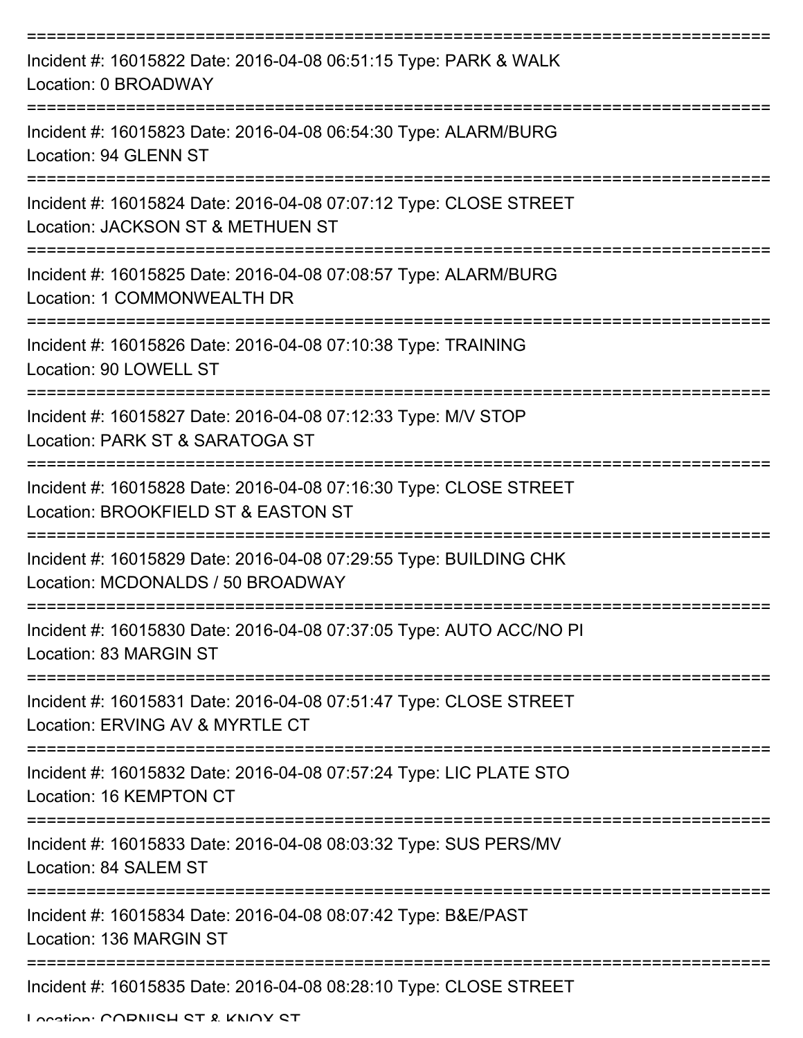===========================================================================

Incident #: 16015822 Date: 2016-04-08 06:51:15 Type: PARK & WALK
Location: 0 BROADWAY

===========================================================================

Incident #: 16015823 Date: 2016-04-08 06:54:30 Type: ALARM/BURG
Location: 94 GLENN ST

===========================================================================

Incident #: 16015824 Date: 2016-04-08 07:07:12 Type: CLOSE STREET
Location: JACKSON ST & METHUEN ST

===========================================================================

Incident #: 16015825 Date: 2016-04-08 07:08:57 Type: ALARM/BURG
Location: 1 COMMONWEALTH DR

===========================================================================

Incident #: 16015826 Date: 2016-04-08 07:10:38 Type: TRAINING
Location: 90 LOWELL ST

===========================================================================

Incident #: 16015827 Date: 2016-04-08 07:12:33 Type: M/V STOP
Location: PARK ST & SARATOGA ST

===========================================================================

Incident #: 16015828 Date: 2016-04-08 07:16:30 Type: CLOSE STREET
Location: BROOKFIELD ST & EASTON ST

===========================================================================

Incident #: 16015829 Date: 2016-04-08 07:29:55 Type: BUILDING CHK
Location: MCDONALDS / 50 BROADWAY

===========================================================================

Incident #: 16015830 Date: 2016-04-08 07:37:05 Type: AUTO ACC/NO PI
Location: 83 MARGIN ST

===========================================================================

Incident #: 16015831 Date: 2016-04-08 07:51:47 Type: CLOSE STREET
Location: ERVING AV & MYRTLE CT

===========================================================================

Incident #: 16015832 Date: 2016-04-08 07:57:24 Type: LIC PLATE STO
Location: 16 KEMPTON CT

===========================================================================

Incident #: 16015833 Date: 2016-04-08 08:03:32 Type: SUS PERS/MV
Location: 84 SALEM ST

===========================================================================

Incident #: 16015834 Date: 2016-04-08 08:07:42 Type: B&E/PAST
Location: 136 MARGIN ST

===========================================================================

Incident #: 16015835 Date: 2016-04-08 08:28:10 Type: CLOSE STREET
Location: CORNISH ST & KNOX ST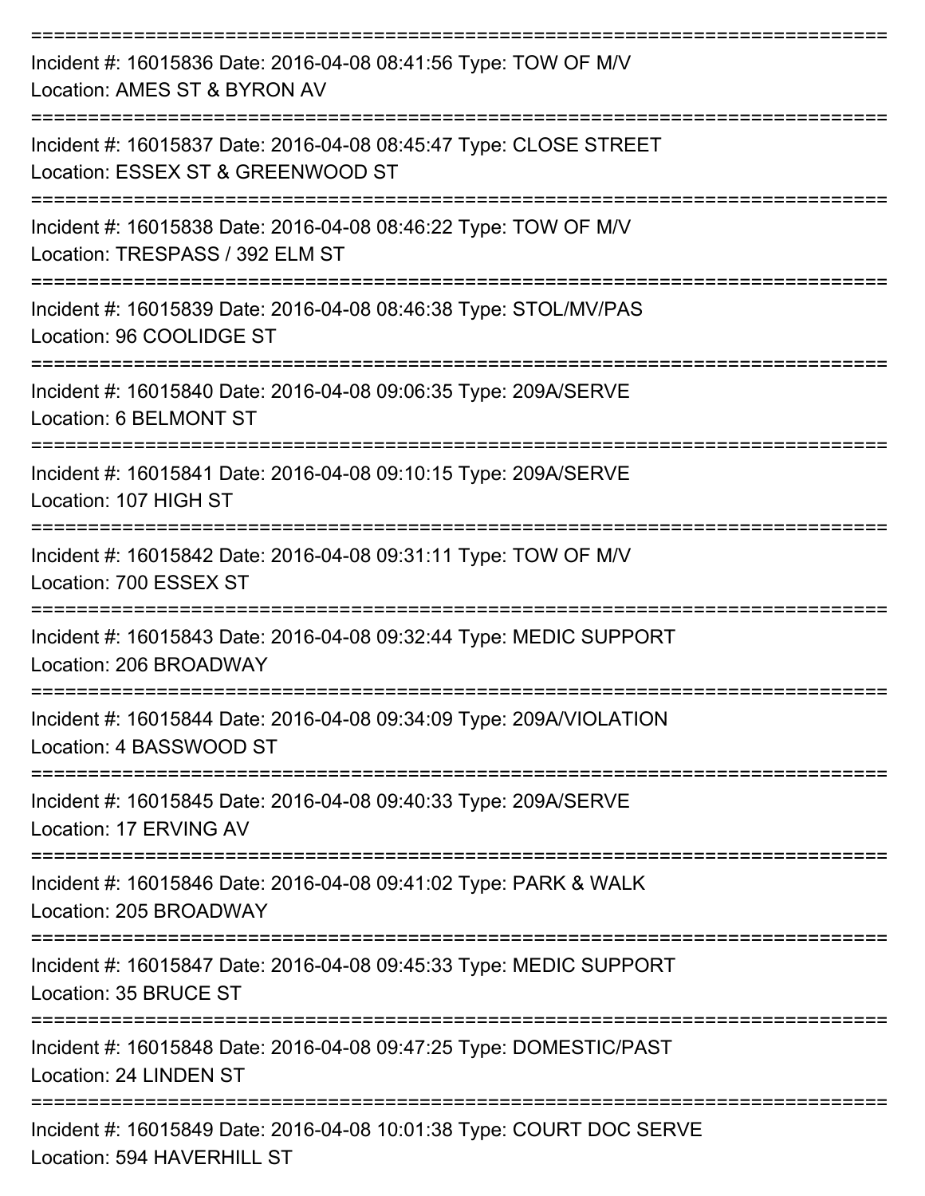===========================================================================

Incident #: 16015836 Date: 2016-04-08 08:41:56 Type: TOW OF M/V

Location: AMES ST & BYRON AV

===========================================================================

Incident #: 16015837 Date: 2016-04-08 08:45:47 Type: CLOSE STREET

Location: ESSEX ST & GREENWOOD ST

===========================================================================

Incident #: 16015838 Date: 2016-04-08 08:46:22 Type: TOW OF M/V

Location: TRESPASS / 392 ELM ST

===========================================================================

Incident #: 16015839 Date: 2016-04-08 08:46:38 Type: STOL/MV/PAS

Location: 96 COOLIDGE ST

===========================================================================

Incident #: 16015840 Date: 2016-04-08 09:06:35 Type: 209A/SERVE

Location: 6 BELMONT ST

===========================================================================

Incident #: 16015841 Date: 2016-04-08 09:10:15 Type: 209A/SERVE

Location: 107 HIGH ST

===========================================================================

Incident #: 16015842 Date: 2016-04-08 09:31:11 Type: TOW OF M/V

Location: 700 ESSEX ST

===========================================================================

Incident #: 16015843 Date: 2016-04-08 09:32:44 Type: MEDIC SUPPORT

Location: 206 BROADWAY

===========================================================================

Incident #: 16015844 Date: 2016-04-08 09:34:09 Type: 209A/VIOLATION

Location: 4 BASSWOOD ST

===========================================================================

Incident #: 16015845 Date: 2016-04-08 09:40:33 Type: 209A/SERVE

Location: 17 ERVING AV

===========================================================================

Incident #: 16015846 Date: 2016-04-08 09:41:02 Type: PARK & WALK

Location: 205 BROADWAY

===========================================================================

Incident #: 16015847 Date: 2016-04-08 09:45:33 Type: MEDIC SUPPORT

Location: 35 BRUCE ST

===========================================================================

Incident #: 16015848 Date: 2016-04-08 09:47:25 Type: DOMESTIC/PAST

Location: 24 LINDEN ST

===========================================================================

Incident #: 16015849 Date: 2016-04-08 10:01:38 Type: COURT DOC SERVE

Location: 594 HAVERHILL ST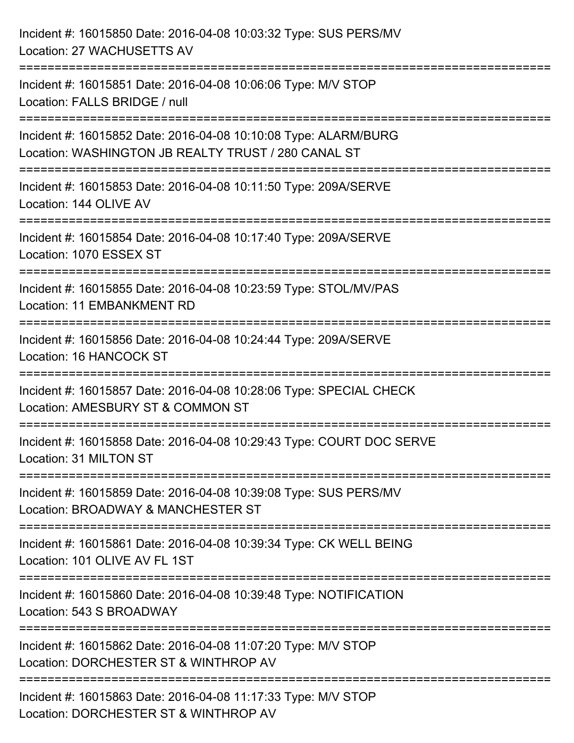Incident #: 16015850 Date: 2016-04-08 10:03:32 Type: SUS PERS/MV
Location: 27 WACHUSETTS AV

===========================================================================

Incident #: 16015851 Date: 2016-04-08 10:06:06 Type: M/V STOP
Location: FALLS BRIDGE / null

===========================================================================

Incident #: 16015852 Date: 2016-04-08 10:10:08 Type: ALARM/BURG
Location: WASHINGTON JB REALTY TRUST / 280 CANAL ST

===========================================================================

Incident #: 16015853 Date: 2016-04-08 10:11:50 Type: 209A/SERVE
Location: 144 OLIVE AV

===========================================================================

Incident #: 16015854 Date: 2016-04-08 10:17:40 Type: 209A/SERVE
Location: 1070 ESSEX ST

===========================================================================

Incident #: 16015855 Date: 2016-04-08 10:23:59 Type: STOL/MV/PAS
Location: 11 EMBANKMENT RD

===========================================================================

Incident #: 16015856 Date: 2016-04-08 10:24:44 Type: 209A/SERVE
Location: 16 HANCOCK ST

===========================================================================

Incident #: 16015857 Date: 2016-04-08 10:28:06 Type: SPECIAL CHECK
Location: AMESBURY ST & COMMON ST

===========================================================================

Incident #: 16015858 Date: 2016-04-08 10:29:43 Type: COURT DOC SERVE
Location: 31 MILTON ST

===========================================================================

Incident #: 16015859 Date: 2016-04-08 10:39:08 Type: SUS PERS/MV
Location: BROADWAY & MANCHESTER ST

===========================================================================

Incident #: 16015861 Date: 2016-04-08 10:39:34 Type: CK WELL BEING
Location: 101 OLIVE AV FL 1ST

===========================================================================

Incident #: 16015860 Date: 2016-04-08 10:39:48 Type: NOTIFICATION
Location: 543 S BROADWAY

===========================================================================

Incident #: 16015862 Date: 2016-04-08 11:07:20 Type: M/V STOP
Location: DORCHESTER ST & WINTHROP AV

===========================================================================

Incident #: 16015863 Date: 2016-04-08 11:17:33 Type: M/V STOP
Location: DORCHESTER ST & WINTHROP AV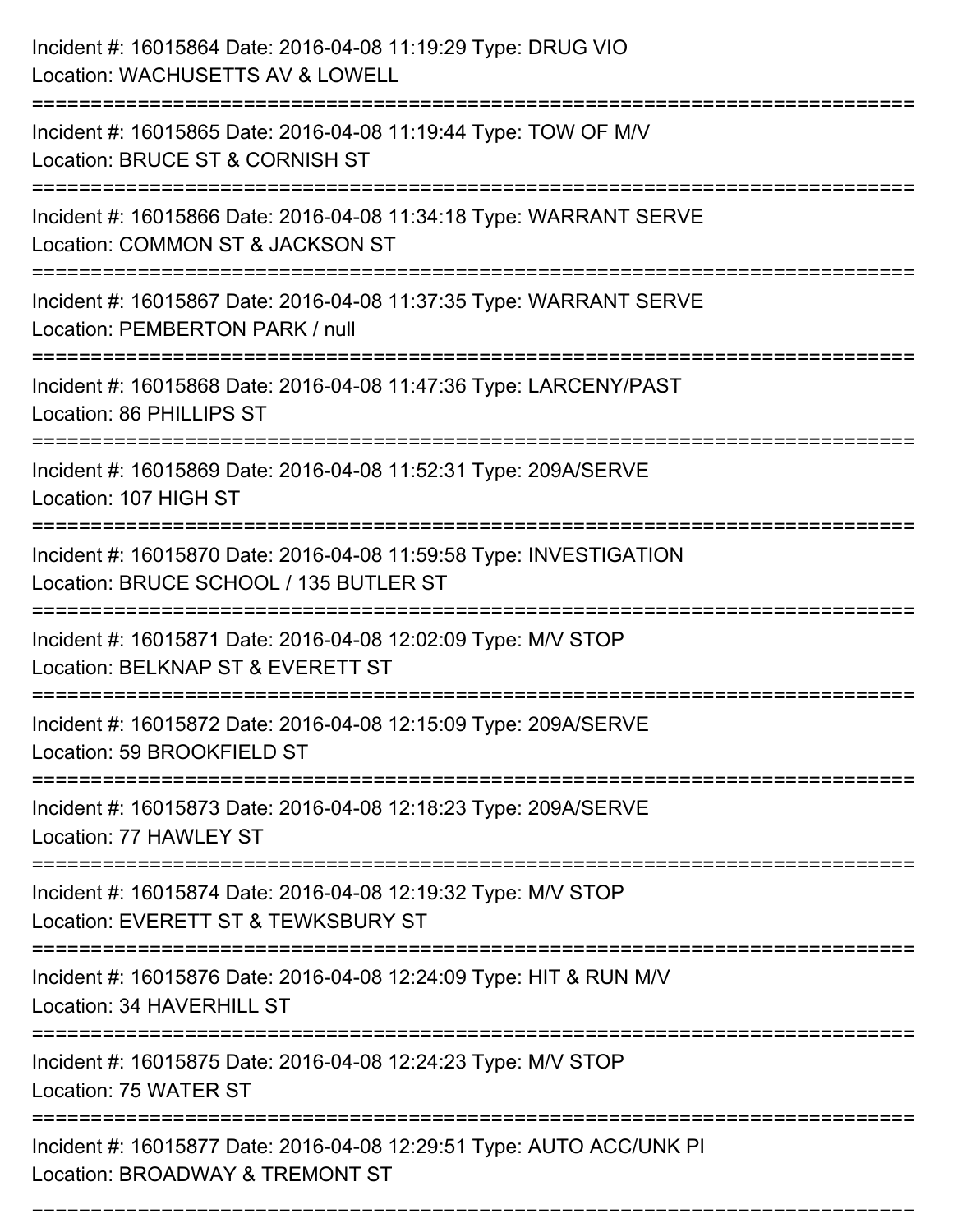Incident #: 16015864 Date: 2016-04-08 11:19:29 Type: DRUG VIO
Location: WACHUSETTS AV & LOWELL

===========================================================================

Incident #: 16015865 Date: 2016-04-08 11:19:44 Type: TOW OF M/V
Location: BRUCE ST & CORNISH ST

===========================================================================

Incident #: 16015866 Date: 2016-04-08 11:34:18 Type: WARRANT SERVE
Location: COMMON ST & JACKSON ST

===========================================================================

Incident #: 16015867 Date: 2016-04-08 11:37:35 Type: WARRANT SERVE
Location: PEMBERTON PARK / null

===========================================================================

Incident #: 16015868 Date: 2016-04-08 11:47:36 Type: LARCENY/PAST
Location: 86 PHILLIPS ST

===========================================================================

Incident #: 16015869 Date: 2016-04-08 11:52:31 Type: 209A/SERVE
Location: 107 HIGH ST

===========================================================================

Incident #: 16015870 Date: 2016-04-08 11:59:58 Type: INVESTIGATION
Location: BRUCE SCHOOL / 135 BUTLER ST

===========================================================================

Incident #: 16015871 Date: 2016-04-08 12:02:09 Type: M/V STOP
Location: BELKNAP ST & EVERETT ST

===========================================================================

Incident #: 16015872 Date: 2016-04-08 12:15:09 Type: 209A/SERVE
Location: 59 BROOKFIELD ST

===========================================================================

Incident #: 16015873 Date: 2016-04-08 12:18:23 Type: 209A/SERVE
Location: 77 HAWLEY ST

===========================================================================

Incident #: 16015874 Date: 2016-04-08 12:19:32 Type: M/V STOP
Location: EVERETT ST & TEWKSBURY ST

===========================================================================

Incident #: 16015876 Date: 2016-04-08 12:24:09 Type: HIT & RUN M/V
Location: 34 HAVERHILL ST

===========================================================================

Incident #: 16015875 Date: 2016-04-08 12:24:23 Type: M/V STOP
Location: 75 WATER ST

===========================================================================

Incident #: 16015877 Date: 2016-04-08 12:29:51 Type: AUTO ACC/UNK PI
Location: BROADWAY & TREMONT ST

===========================================================================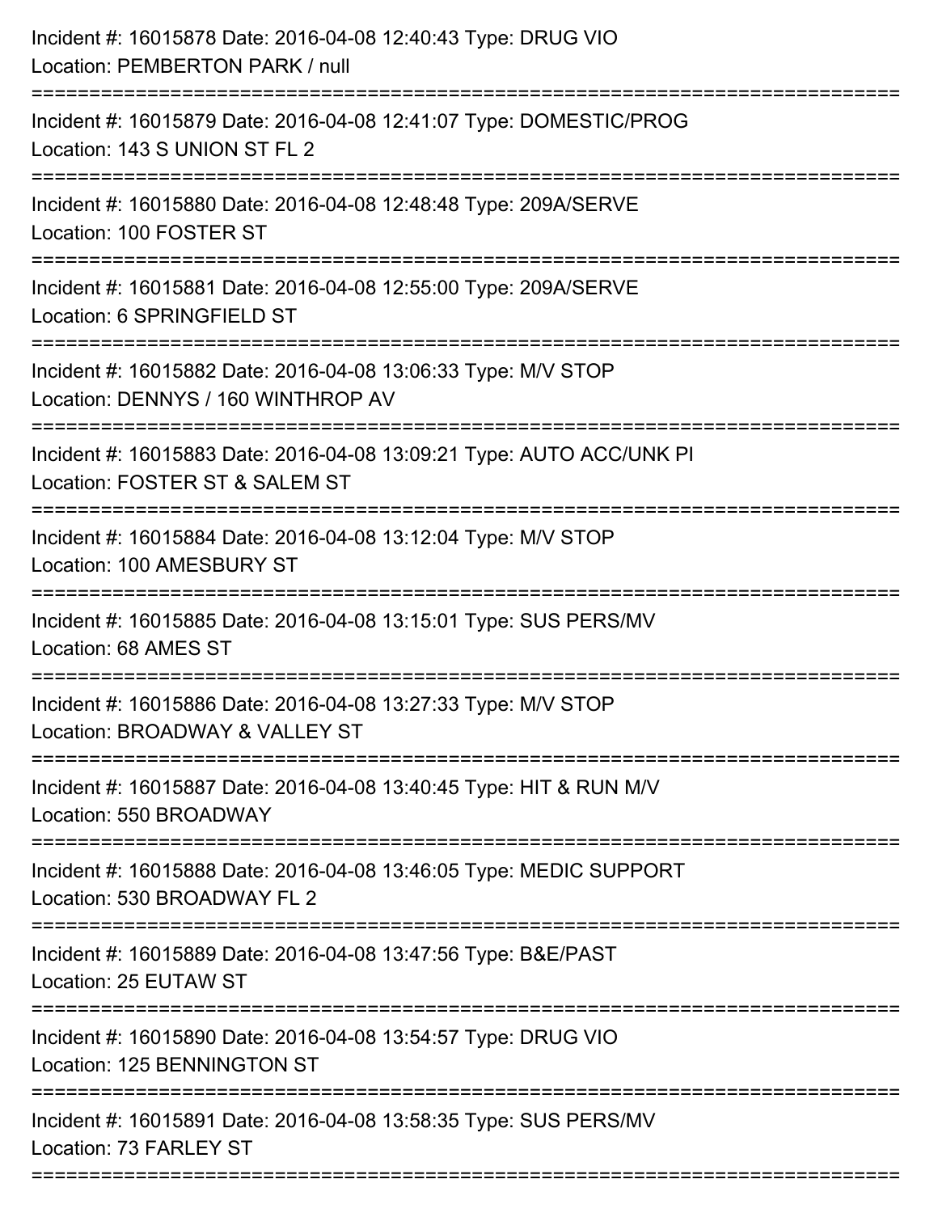Incident #: 16015878 Date: 2016-04-08 12:40:43 Type: DRUG VIO
Location: PEMBERTON PARK / null

===========================================================================

Incident #: 16015879 Date: 2016-04-08 12:41:07 Type: DOMESTIC/PROG
Location: 143 S UNION ST FL 2

===========================================================================

Incident #: 16015880 Date: 2016-04-08 12:48:48 Type: 209A/SERVE
Location: 100 FOSTER ST

===========================================================================

Incident #: 16015881 Date: 2016-04-08 12:55:00 Type: 209A/SERVE
Location: 6 SPRINGFIELD ST

===========================================================================

Incident #: 16015882 Date: 2016-04-08 13:06:33 Type: M/V STOP
Location: DENNYS / 160 WINTHROP AV

===========================================================================

Incident #: 16015883 Date: 2016-04-08 13:09:21 Type: AUTO ACC/UNK PI
Location: FOSTER ST & SALEM ST

===========================================================================

Incident #: 16015884 Date: 2016-04-08 13:12:04 Type: M/V STOP
Location: 100 AMESBURY ST

===========================================================================

Incident #: 16015885 Date: 2016-04-08 13:15:01 Type: SUS PERS/MV
Location: 68 AMES ST

===========================================================================

Incident #: 16015886 Date: 2016-04-08 13:27:33 Type: M/V STOP
Location: BROADWAY & VALLEY ST

===========================================================================

Incident #: 16015887 Date: 2016-04-08 13:40:45 Type: HIT & RUN M/V
Location: 550 BROADWAY

===========================================================================

Incident #: 16015888 Date: 2016-04-08 13:46:05 Type: MEDIC SUPPORT
Location: 530 BROADWAY FL 2

===========================================================================

Incident #: 16015889 Date: 2016-04-08 13:47:56 Type: B&E/PAST
Location: 25 EUTAW ST

===========================================================================

Incident #: 16015890 Date: 2016-04-08 13:54:57 Type: DRUG VIO
Location: 125 BENNINGTON ST

===========================================================================

Incident #: 16015891 Date: 2016-04-08 13:58:35 Type: SUS PERS/MV
Location: 73 FARLEY ST

===========================================================================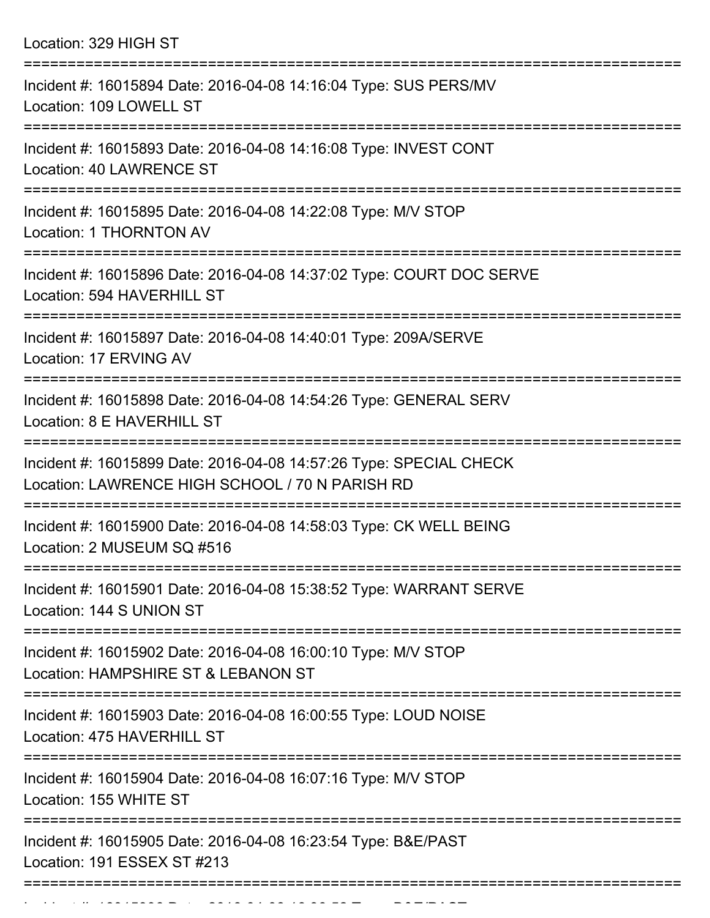Location: 329 HIGH ST

===========================================================================

Incident #: 16015894 Date: 2016-04-08 14:16:04 Type: SUS PERS/MV
Location: 109 LOWELL ST

===========================================================================

Incident #: 16015893 Date: 2016-04-08 14:16:08 Type: INVEST CONT
Location: 40 LAWRENCE ST

===========================================================================

Incident #: 16015895 Date: 2016-04-08 14:22:08 Type: M/V STOP
Location: 1 THORNTON AV

===========================================================================

Incident #: 16015896 Date: 2016-04-08 14:37:02 Type: COURT DOC SERVE
Location: 594 HAVERHILL ST

===========================================================================

Incident #: 16015897 Date: 2016-04-08 14:40:01 Type: 209A/SERVE
Location: 17 ERVING AV

===========================================================================

Incident #: 16015898 Date: 2016-04-08 14:54:26 Type: GENERAL SERV
Location: 8 E HAVERHILL ST

===========================================================================

Incident #: 16015899 Date: 2016-04-08 14:57:26 Type: SPECIAL CHECK
Location: LAWRENCE HIGH SCHOOL / 70 N PARISH RD

===========================================================================

Incident #: 16015900 Date: 2016-04-08 14:58:03 Type: CK WELL BEING
Location: 2 MUSEUM SQ #516

===========================================================================

Incident #: 16015901 Date: 2016-04-08 15:38:52 Type: WARRANT SERVE
Location: 144 S UNION ST

===========================================================================

Incident #: 16015902 Date: 2016-04-08 16:00:10 Type: M/V STOP
Location: HAMPSHIRE ST & LEBANON ST

===========================================================================

Incident #: 16015903 Date: 2016-04-08 16:00:55 Type: LOUD NOISE
Location: 475 HAVERHILL ST

===========================================================================

Incident #: 16015904 Date: 2016-04-08 16:07:16 Type: M/V STOP
Location: 155 WHITE ST

===========================================================================

Incident #: 16015905 Date: 2016-04-08 16:23:54 Type: B&E/PAST
Location: 191 ESSEX ST #213

===========================================================================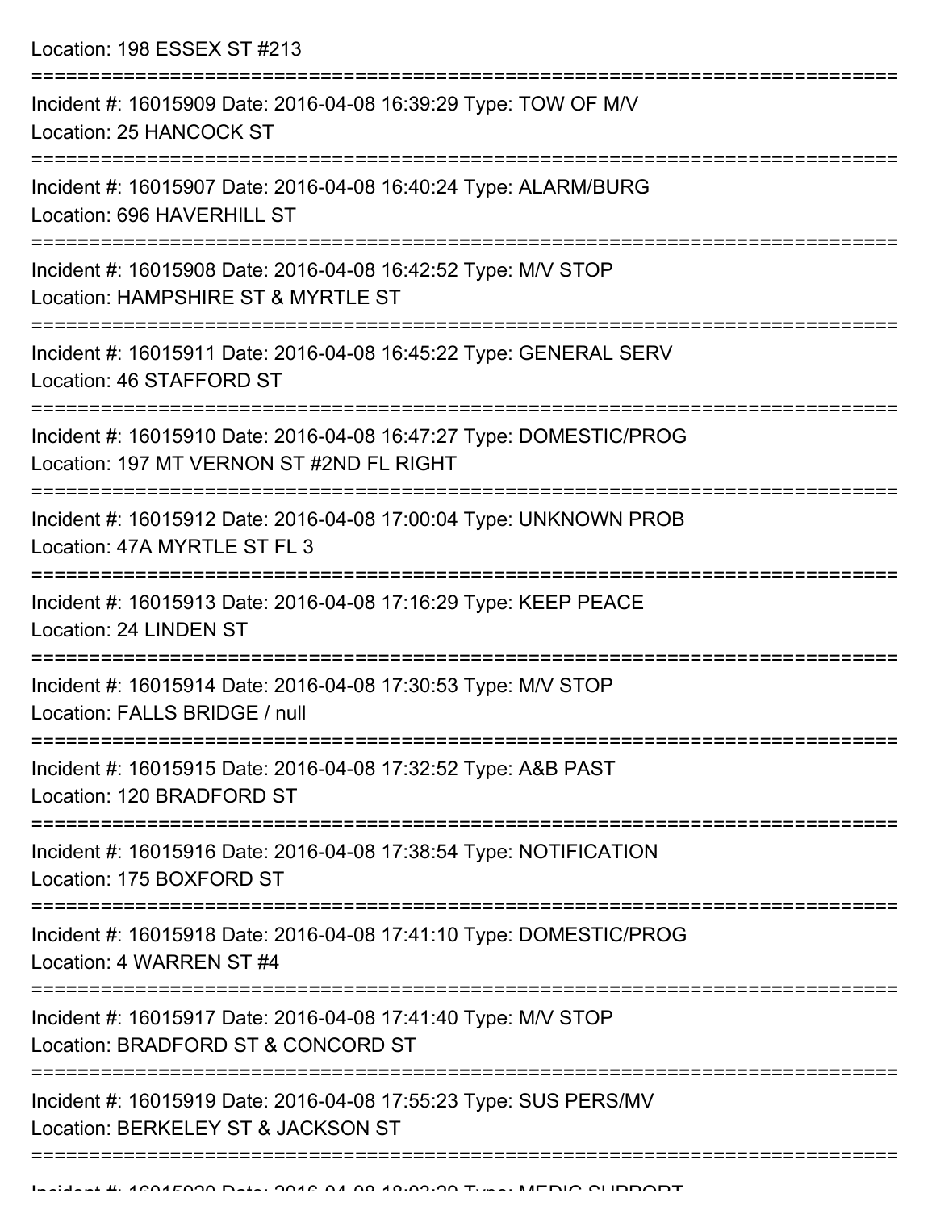Location: 198 ESSEX ST #213

===========================================================================

Incident #: 16015909 Date: 2016-04-08 16:39:29 Type: TOW OF M/V
Location: 25 HANCOCK ST

===========================================================================

Incident #: 16015907 Date: 2016-04-08 16:40:24 Type: ALARM/BURG
Location: 696 HAVERHILL ST

===========================================================================

Incident #: 16015908 Date: 2016-04-08 16:42:52 Type: M/V STOP
Location: HAMPSHIRE ST & MYRTLE ST

===========================================================================

Incident #: 16015911 Date: 2016-04-08 16:45:22 Type: GENERAL SERV
Location: 46 STAFFORD ST

===========================================================================

Incident #: 16015910 Date: 2016-04-08 16:47:27 Type: DOMESTIC/PROG
Location: 197 MT VERNON ST #2ND FL RIGHT

===========================================================================

Incident #: 16015912 Date: 2016-04-08 17:00:04 Type: UNKNOWN PROB
Location: 47A MYRTLE ST FL 3

===========================================================================

Incident #: 16015913 Date: 2016-04-08 17:16:29 Type: KEEP PEACE
Location: 24 LINDEN ST

===========================================================================

Incident #: 16015914 Date: 2016-04-08 17:30:53 Type: M/V STOP
Location: FALLS BRIDGE / null

===========================================================================

Incident #: 16015915 Date: 2016-04-08 17:32:52 Type: A&B PAST
Location: 120 BRADFORD ST

===========================================================================

Incident #: 16015916 Date: 2016-04-08 17:38:54 Type: NOTIFICATION
Location: 175 BOXFORD ST

===========================================================================

Incident #: 16015918 Date: 2016-04-08 17:41:10 Type: DOMESTIC/PROG
Location: 4 WARREN ST #4

===========================================================================

Incident #: 16015917 Date: 2016-04-08 17:41:40 Type: M/V STOP
Location: BRADFORD ST & CONCORD ST

===========================================================================

Incident #: 16015919 Date: 2016-04-08 17:55:23 Type: SUS PERS/MV
Location: BERKELEY ST & JACKSON ST

===========================================================================

Incident #: 16015920 Date: 2016-04-08 18:03:29 Type: MEDIC SUPPORT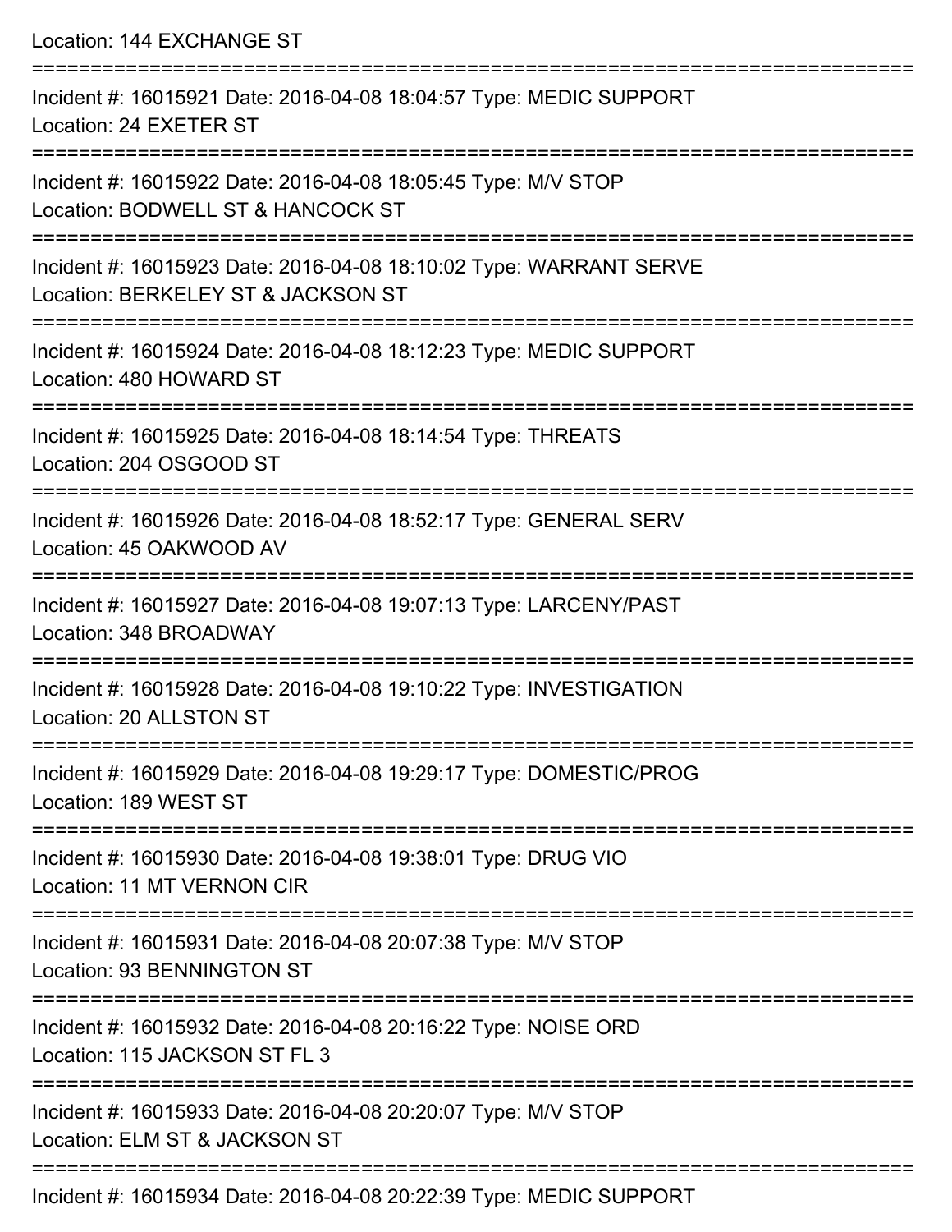Location: 144 EXCHANGE ST

===========================================================================

Incident #: 16015921 Date: 2016-04-08 18:04:57 Type: MEDIC SUPPORT
Location: 24 EXETER ST

===========================================================================

Incident #: 16015922 Date: 2016-04-08 18:05:45 Type: M/V STOP
Location: BODWELL ST & HANCOCK ST

===========================================================================

Incident #: 16015923 Date: 2016-04-08 18:10:02 Type: WARRANT SERVE
Location: BERKELEY ST & JACKSON ST

===========================================================================

Incident #: 16015924 Date: 2016-04-08 18:12:23 Type: MEDIC SUPPORT
Location: 480 HOWARD ST

===========================================================================

Incident #: 16015925 Date: 2016-04-08 18:14:54 Type: THREATS
Location: 204 OSGOOD ST

===========================================================================

Incident #: 16015926 Date: 2016-04-08 18:52:17 Type: GENERAL SERV
Location: 45 OAKWOOD AV

===========================================================================

Incident #: 16015927 Date: 2016-04-08 19:07:13 Type: LARCENY/PAST
Location: 348 BROADWAY

===========================================================================

Incident #: 16015928 Date: 2016-04-08 19:10:22 Type: INVESTIGATION
Location: 20 ALLSTON ST

===========================================================================

Incident #: 16015929 Date: 2016-04-08 19:29:17 Type: DOMESTIC/PROG
Location: 189 WEST ST

===========================================================================

Incident #: 16015930 Date: 2016-04-08 19:38:01 Type: DRUG VIO
Location: 11 MT VERNON CIR

===========================================================================

Incident #: 16015931 Date: 2016-04-08 20:07:38 Type: M/V STOP
Location: 93 BENNINGTON ST

===========================================================================

Incident #: 16015932 Date: 2016-04-08 20:16:22 Type: NOISE ORD
Location: 115 JACKSON ST FL 3

===========================================================================

Incident #: 16015933 Date: 2016-04-08 20:20:07 Type: M/V STOP
Location: ELM ST & JACKSON ST

===========================================================================

Incident #: 16015934 Date: 2016-04-08 20:22:39 Type: MEDIC SUPPORT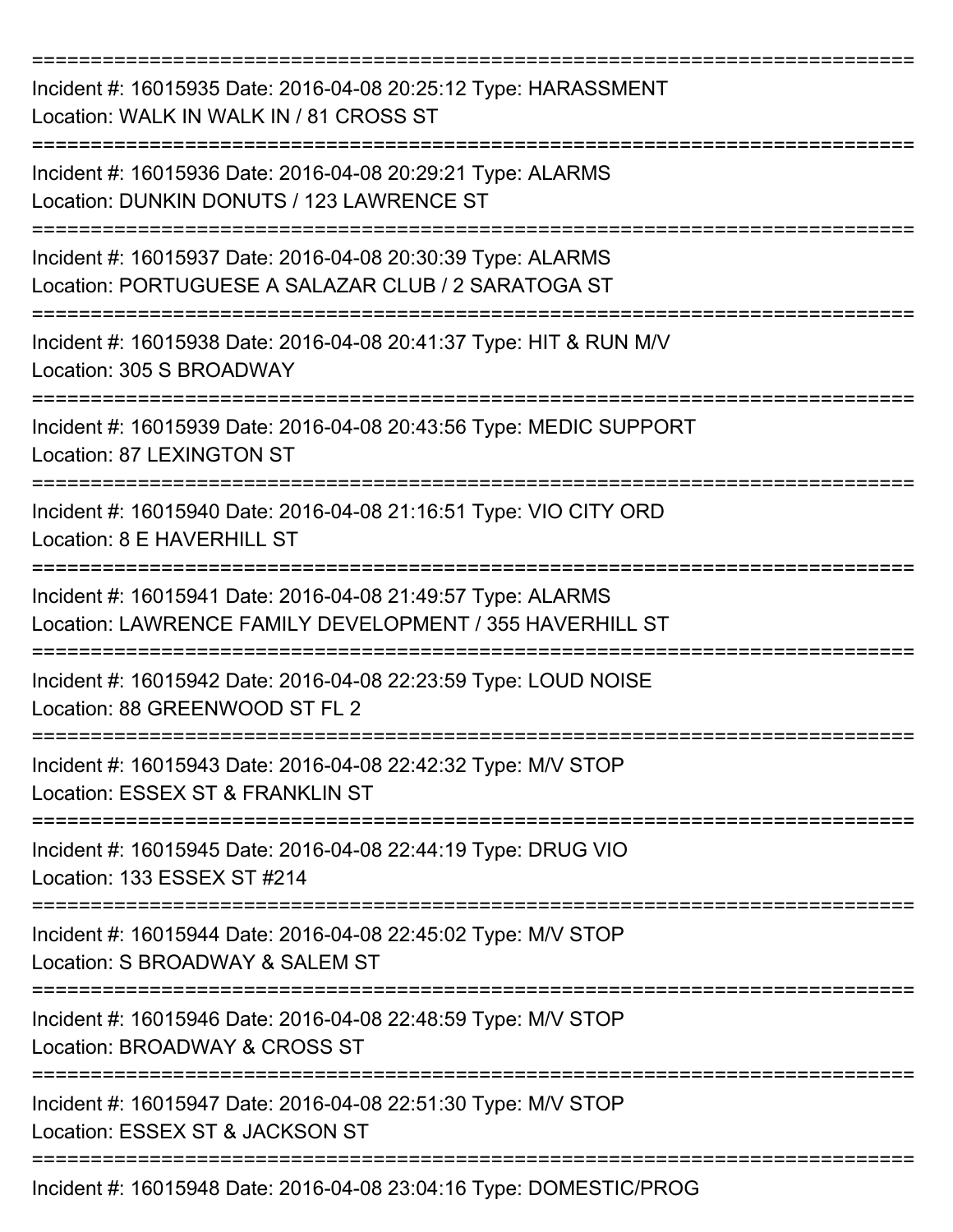Incident #: 16015935 Date: 2016-04-08 20:25:12 Type: HARASSMENT
Location: WALK IN WALK IN / 81 CROSS ST

---

Incident #: 16015936 Date: 2016-04-08 20:29:21 Type: ALARMS
Location: DUNKIN DONUTS / 123 LAWRENCE ST

---

Incident #: 16015937 Date: 2016-04-08 20:30:39 Type: ALARMS
Location: PORTUGUESE A SALAZAR CLUB / 2 SARATOGA ST

---

Incident #: 16015938 Date: 2016-04-08 20:41:37 Type: HIT & RUN M/V
Location: 305 S BROADWAY

---

Incident #: 16015939 Date: 2016-04-08 20:43:56 Type: MEDIC SUPPORT
Location: 87 LEXINGTON ST

---

Incident #: 16015940 Date: 2016-04-08 21:16:51 Type: VIO CITY ORD
Location: 8 E HAVERHILL ST

---

Incident #: 16015941 Date: 2016-04-08 21:49:57 Type: ALARMS
Location: LAWRENCE FAMILY DEVELOPMENT / 355 HAVERHILL ST

---

Incident #: 16015942 Date: 2016-04-08 22:23:59 Type: LOUD NOISE
Location: 88 GREENWOOD ST FL 2

---

Incident #: 16015943 Date: 2016-04-08 22:42:32 Type: M/V STOP
Location: ESSEX ST & FRANKLIN ST

---

Incident #: 16015945 Date: 2016-04-08 22:44:19 Type: DRUG VIO
Location: 133 ESSEX ST #214

---

Incident #: 16015944 Date: 2016-04-08 22:45:02 Type: M/V STOP
Location: S BROADWAY & SALEM ST

---

Incident #: 16015946 Date: 2016-04-08 22:48:59 Type: M/V STOP
Location: BROADWAY & CROSS ST

---

Incident #: 16015947 Date: 2016-04-08 22:51:30 Type: M/V STOP
Location: ESSEX ST & JACKSON ST

---

Incident #: 16015948 Date: 2016-04-08 23:04:16 Type: DOMESTIC/PROG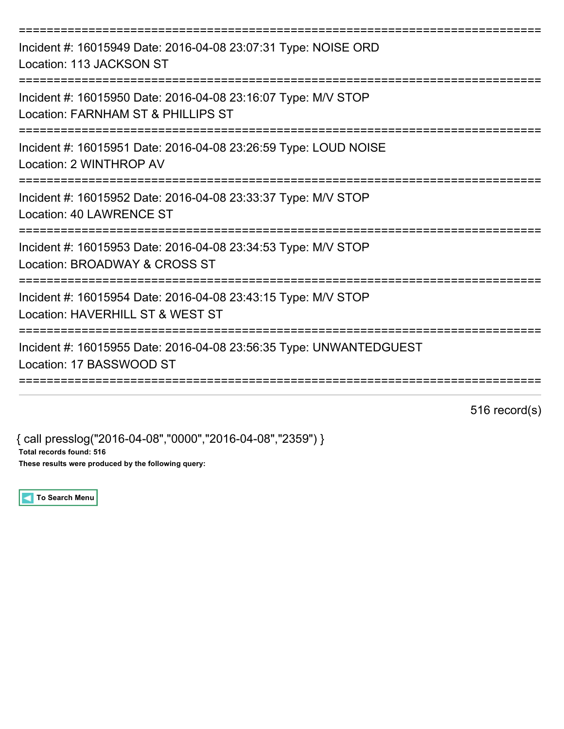===========================================================================

Incident #: 16015949 Date: 2016-04-08 23:07:31 Type: NOISE ORD

Location: 113 JACKSON ST

===========================================================================

Incident #: 16015950 Date: 2016-04-08 23:16:07 Type: M/V STOP

Location: FARNHAM ST & PHILLIPS ST

===========================================================================

Incident #: 16015951 Date: 2016-04-08 23:26:59 Type: LOUD NOISE

Location: 2 WINTHROP AV

===========================================================================

Incident #: 16015952 Date: 2016-04-08 23:33:37 Type: M/V STOP

Location: 40 LAWRENCE ST

===========================================================================

Incident #: 16015953 Date: 2016-04-08 23:34:53 Type: M/V STOP

Location: BROADWAY & CROSS ST

===========================================================================

Incident #: 16015954 Date: 2016-04-08 23:43:15 Type: M/V STOP

Location: HAVERHILL ST & WEST ST

===========================================================================

Incident #: 16015955 Date: 2016-04-08 23:56:35 Type: UNWANTEDGUEST

Location: 17 BASSWOOD ST

===========================================================================

516 record(s)

{ call presslog("2016-04-08","0000","2016-04-08","2359") }

**Total records found: 516**

**These results were produced by the following query:**

To Search Menu